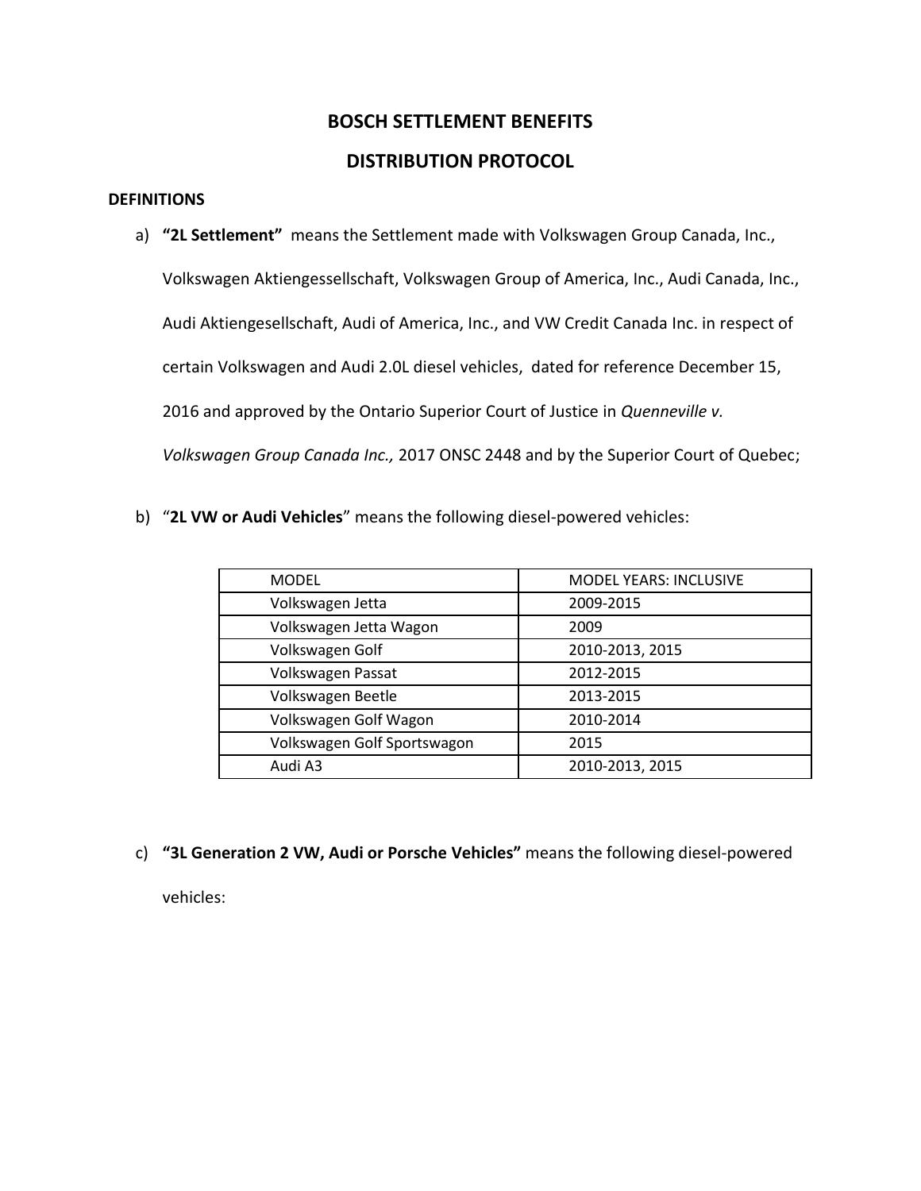# BOSCH SETTLEMENT BENEFITS

# DISTRIBUTION PROTOCOL

## DEFINITIONS

a) **"2L Settlement"** means the Settlement made with Volkswagen Group Canada, Inc., Volkswagen Aktiengessellschaft, Volkswagen Group of America, Inc., Audi Canada, Inc., Audi Aktiengesellschaft, Audi of America, Inc., and VW Credit Canada Inc. in respect of certain Volkswagen and Audi 2.0L diesel vehicles, dated for reference December 15, 2016 and approved by the Ontario Superior Court of Justice in *Quenneville v. Volkswagen Group Canada Inc.,* 2017 ONSC 2448 and by the Superior Court of Quebec;

b) "**2L VW or Audi Vehicles**" means the following diesel-powered vehicles:

| MODEL | MODEL YEARS: INCLUSIVE |
|---|---|
| Volkswagen Jetta | 2009-2015 |
| Volkswagen Jetta Wagon | 2009 |
| Volkswagen Golf | 2010-2013, 2015 |
| Volkswagen Passat | 2012-2015 |
| Volkswagen Beetle | 2013-2015 |
| Volkswagen Golf Wagon | 2010-2014 |
| Volkswagen Golf Sportswagon | 2015 |
| Audi A3 | 2010-2013, 2015 |

c) **"3L Generation 2 VW, Audi or Porsche Vehicles"** means the following diesel-powered vehicles: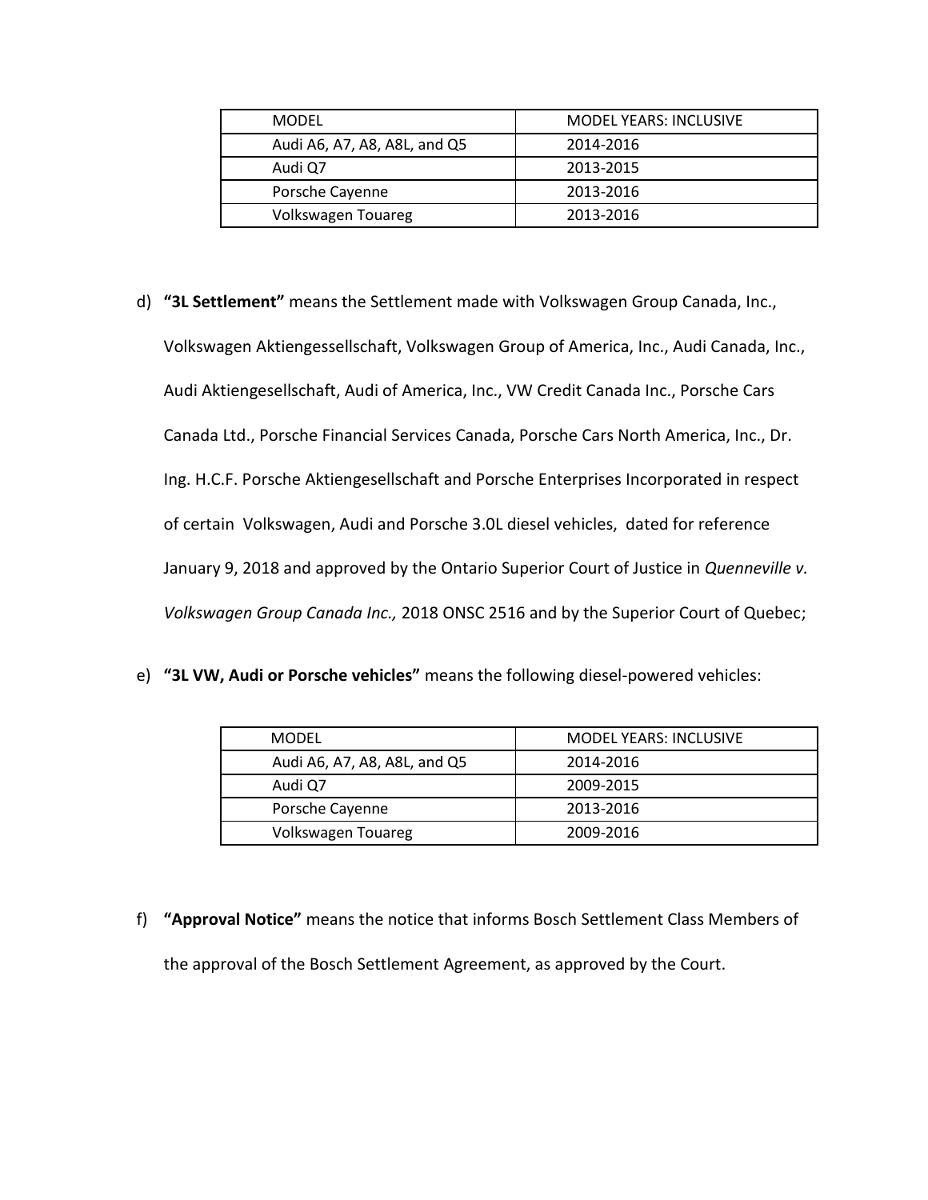| MODEL | MODEL YEARS: INCLUSIVE |
| --- | --- |
| Audi A6, A7, A8, A8L, and Q5 | 2014-2016 |
| Audi Q7 | 2013-2015 |
| Porsche Cayenne | 2013-2016 |
| Volkswagen Touareg | 2013-2016 |

d) **"3L Settlement"** means the Settlement made with Volkswagen Group Canada, Inc., Volkswagen Aktiengessellschaft, Volkswagen Group of America, Inc., Audi Canada, Inc., Audi Aktiengesellschaft, Audi of America, Inc., VW Credit Canada Inc., Porsche Cars Canada Ltd., Porsche Financial Services Canada, Porsche Cars North America, Inc., Dr. Ing. H.C.F. Porsche Aktiengesellschaft and Porsche Enterprises Incorporated in respect of certain Volkswagen, Audi and Porsche 3.0L diesel vehicles, dated for reference January 9, 2018 and approved by the Ontario Superior Court of Justice in *Quenneville v. Volkswagen Group Canada Inc.,* 2018 ONSC 2516 and by the Superior Court of Quebec;

e) **"3L VW, Audi or Porsche vehicles"** means the following diesel-powered vehicles:

| MODEL | MODEL YEARS: INCLUSIVE |
| --- | --- |
| Audi A6, A7, A8, A8L, and Q5 | 2014-2016 |
| Audi Q7 | 2009-2015 |
| Porsche Cayenne | 2013-2016 |
| Volkswagen Touareg | 2009-2016 |

f) **"Approval Notice"** means the notice that informs Bosch Settlement Class Members of the approval of the Bosch Settlement Agreement, as approved by the Court.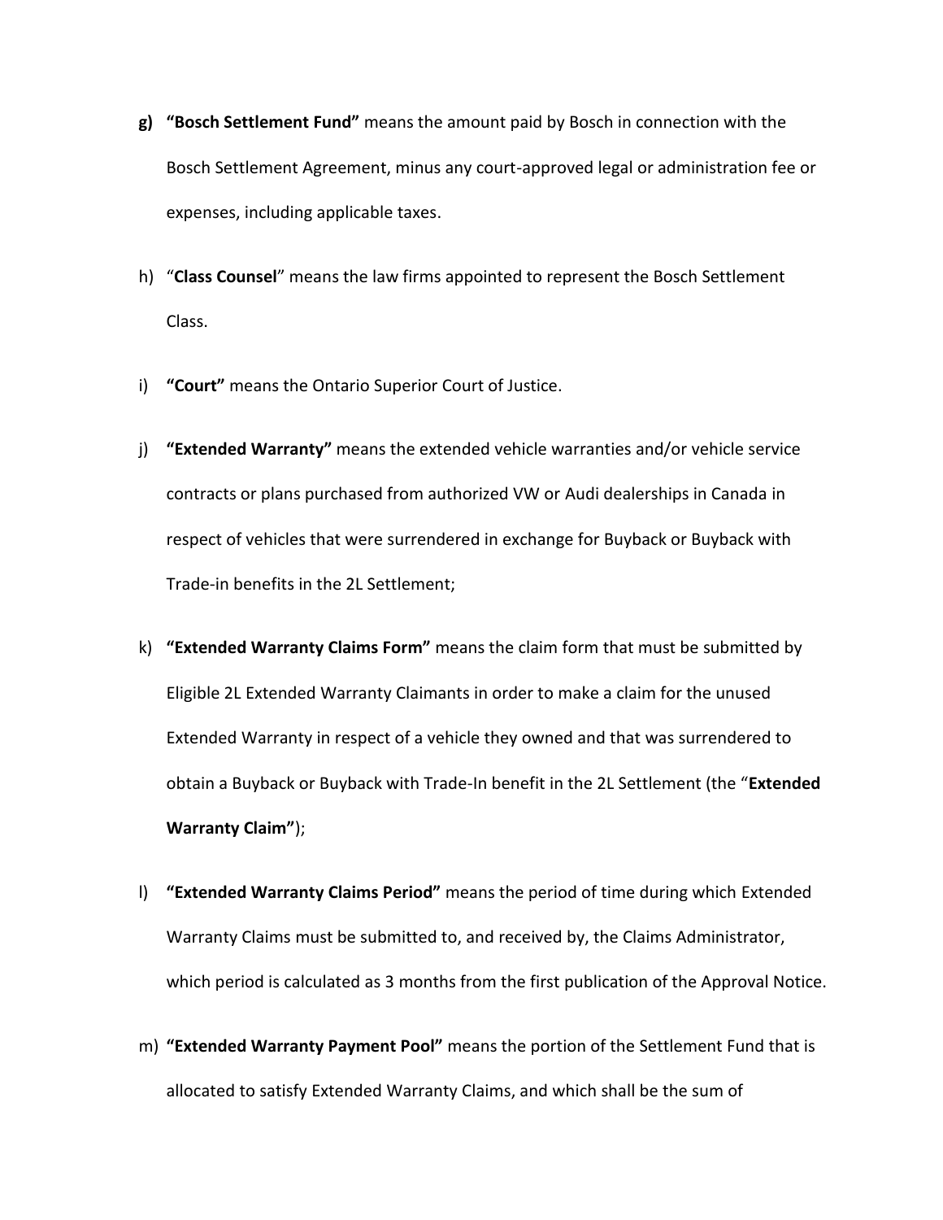g) **"Bosch Settlement Fund"** means the amount paid by Bosch in connection with the Bosch Settlement Agreement, minus any court-approved legal or administration fee or expenses, including applicable taxes.

h) "**Class Counsel**" means the law firms appointed to represent the Bosch Settlement Class.

i) **"Court"** means the Ontario Superior Court of Justice.

j) **"Extended Warranty"** means the extended vehicle warranties and/or vehicle service contracts or plans purchased from authorized VW or Audi dealerships in Canada in respect of vehicles that were surrendered in exchange for Buyback or Buyback with Trade-in benefits in the 2L Settlement;

k) **"Extended Warranty Claims Form"** means the claim form that must be submitted by Eligible 2L Extended Warranty Claimants in order to make a claim for the unused Extended Warranty in respect of a vehicle they owned and that was surrendered to obtain a Buyback or Buyback with Trade-In benefit in the 2L Settlement (the "**Extended Warranty Claim"**);

l) **"Extended Warranty Claims Period"** means the period of time during which Extended Warranty Claims must be submitted to, and received by, the Claims Administrator, which period is calculated as 3 months from the first publication of the Approval Notice.

m) **"Extended Warranty Payment Pool"** means the portion of the Settlement Fund that is allocated to satisfy Extended Warranty Claims, and which shall be the sum of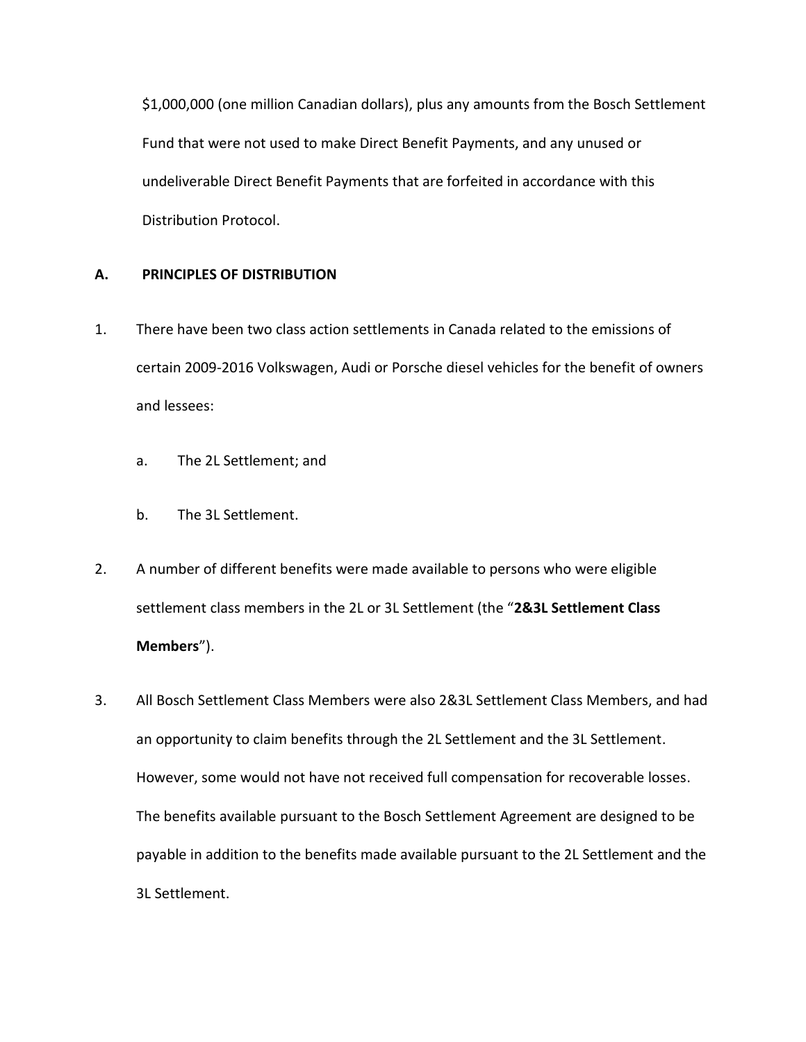$1,000,000 (one million Canadian dollars), plus any amounts from the Bosch Settlement Fund that were not used to make Direct Benefit Payments, and any unused or undeliverable Direct Benefit Payments that are forfeited in accordance with this Distribution Protocol.

## A. PRINCIPLES OF DISTRIBUTION

1. There have been two class action settlements in Canada related to the emissions of certain 2009-2016 Volkswagen, Audi or Porsche diesel vehicles for the benefit of owners and lessees:

   a. The 2L Settlement; and

   b. The 3L Settlement.

2. A number of different benefits were made available to persons who were eligible settlement class members in the 2L or 3L Settlement (the "**2&3L Settlement Class Members**").

3. All Bosch Settlement Class Members were also 2&3L Settlement Class Members, and had an opportunity to claim benefits through the 2L Settlement and the 3L Settlement. However, some would not have not received full compensation for recoverable losses. The benefits available pursuant to the Bosch Settlement Agreement are designed to be payable in addition to the benefits made available pursuant to the 2L Settlement and the 3L Settlement.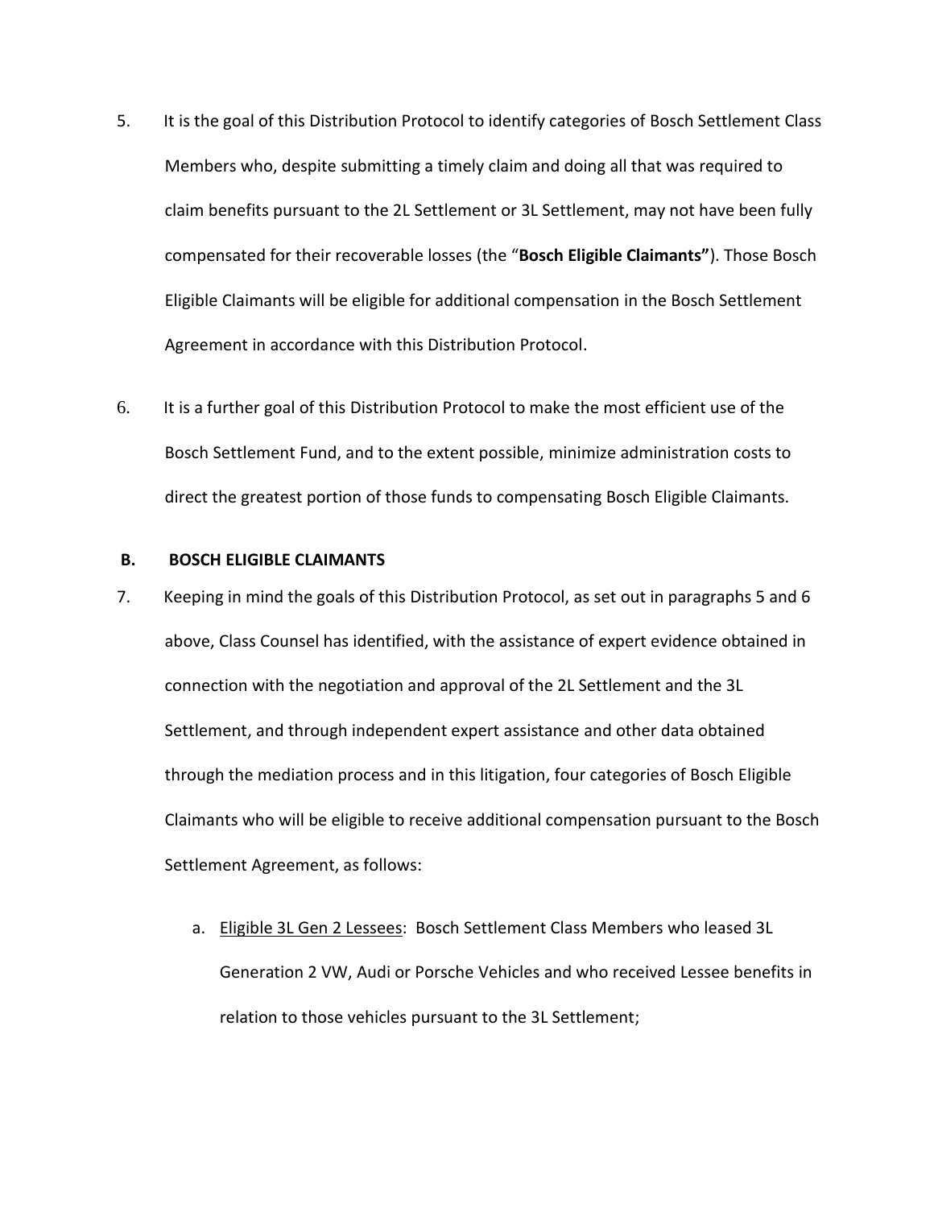5. It is the goal of this Distribution Protocol to identify categories of Bosch Settlement Class Members who, despite submitting a timely claim and doing all that was required to claim benefits pursuant to the 2L Settlement or 3L Settlement, may not have been fully compensated for their recoverable losses (the "**Bosch Eligible Claimants"**). Those Bosch Eligible Claimants will be eligible for additional compensation in the Bosch Settlement Agreement in accordance with this Distribution Protocol.

6. It is a further goal of this Distribution Protocol to make the most efficient use of the Bosch Settlement Fund, and to the extent possible, minimize administration costs to direct the greatest portion of those funds to compensating Bosch Eligible Claimants.

**B. BOSCH ELIGIBLE CLAIMANTS**

7. Keeping in mind the goals of this Distribution Protocol, as set out in paragraphs 5 and 6 above, Class Counsel has identified, with the assistance of expert evidence obtained in connection with the negotiation and approval of the 2L Settlement and the 3L Settlement, and through independent expert assistance and other data obtained through the mediation process and in this litigation, four categories of Bosch Eligible Claimants who will be eligible to receive additional compensation pursuant to the Bosch Settlement Agreement, as follows:

   a. <u>Eligible 3L Gen 2 Lessees</u>: Bosch Settlement Class Members who leased 3L Generation 2 VW, Audi or Porsche Vehicles and who received Lessee benefits in relation to those vehicles pursuant to the 3L Settlement;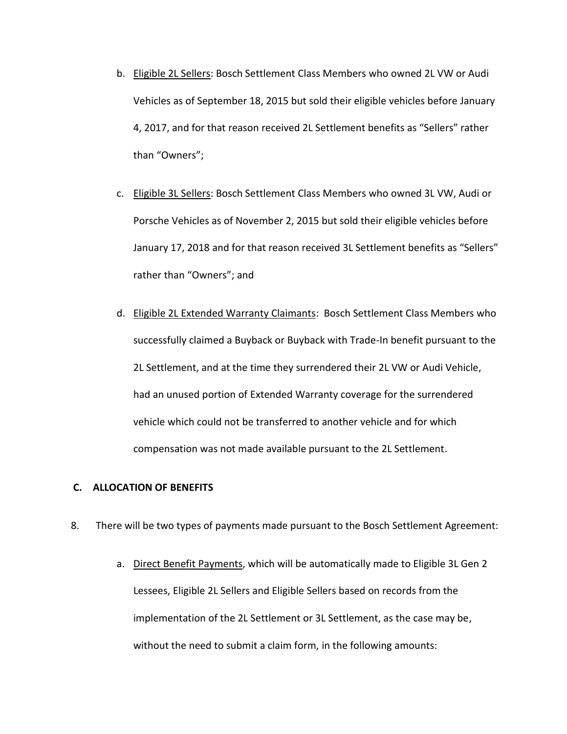b. Eligible 2L Sellers: Bosch Settlement Class Members who owned 2L VW or Audi Vehicles as of September 18, 2015 but sold their eligible vehicles before January 4, 2017, and for that reason received 2L Settlement benefits as "Sellers" rather than "Owners";

c. Eligible 3L Sellers: Bosch Settlement Class Members who owned 3L VW, Audi or Porsche Vehicles as of November 2, 2015 but sold their eligible vehicles before January 17, 2018 and for that reason received 3L Settlement benefits as "Sellers" rather than "Owners"; and

d. Eligible 2L Extended Warranty Claimants: Bosch Settlement Class Members who successfully claimed a Buyback or Buyback with Trade-In benefit pursuant to the 2L Settlement, and at the time they surrendered their 2L VW or Audi Vehicle, had an unused portion of Extended Warranty coverage for the surrendered vehicle which could not be transferred to another vehicle and for which compensation was not made available pursuant to the 2L Settlement.

## C. ALLOCATION OF BENEFITS

8. There will be two types of payments made pursuant to the Bosch Settlement Agreement:

   a. Direct Benefit Payments, which will be automatically made to Eligible 3L Gen 2 Lessees, Eligible 2L Sellers and Eligible Sellers based on records from the implementation of the 2L Settlement or 3L Settlement, as the case may be, without the need to submit a claim form, in the following amounts: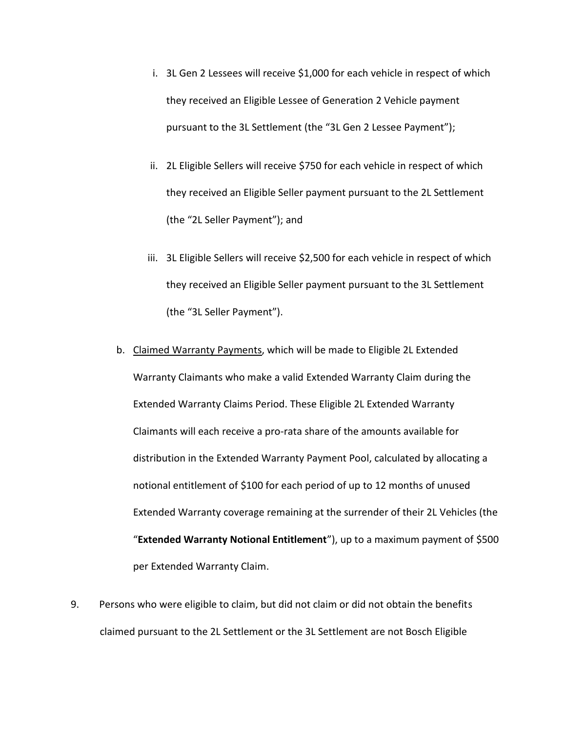i. 3L Gen 2 Lessees will receive $1,000 for each vehicle in respect of which they received an Eligible Lessee of Generation 2 Vehicle payment pursuant to the 3L Settlement (the "3L Gen 2 Lessee Payment");

ii. 2L Eligible Sellers will receive $750 for each vehicle in respect of which they received an Eligible Seller payment pursuant to the 2L Settlement (the "2L Seller Payment"); and

iii. 3L Eligible Sellers will receive $2,500 for each vehicle in respect of which they received an Eligible Seller payment pursuant to the 3L Settlement (the "3L Seller Payment").

b. <u>Claimed Warranty Payments</u>, which will be made to Eligible 2L Extended Warranty Claimants who make a valid Extended Warranty Claim during the Extended Warranty Claims Period. These Eligible 2L Extended Warranty Claimants will each receive a pro-rata share of the amounts available for distribution in the Extended Warranty Payment Pool, calculated by allocating a notional entitlement of $100 for each period of up to 12 months of unused Extended Warranty coverage remaining at the surrender of their 2L Vehicles (the "**Extended Warranty Notional Entitlement**"), up to a maximum payment of $500 per Extended Warranty Claim.

9. Persons who were eligible to claim, but did not claim or did not obtain the benefits claimed pursuant to the 2L Settlement or the 3L Settlement are not Bosch Eligible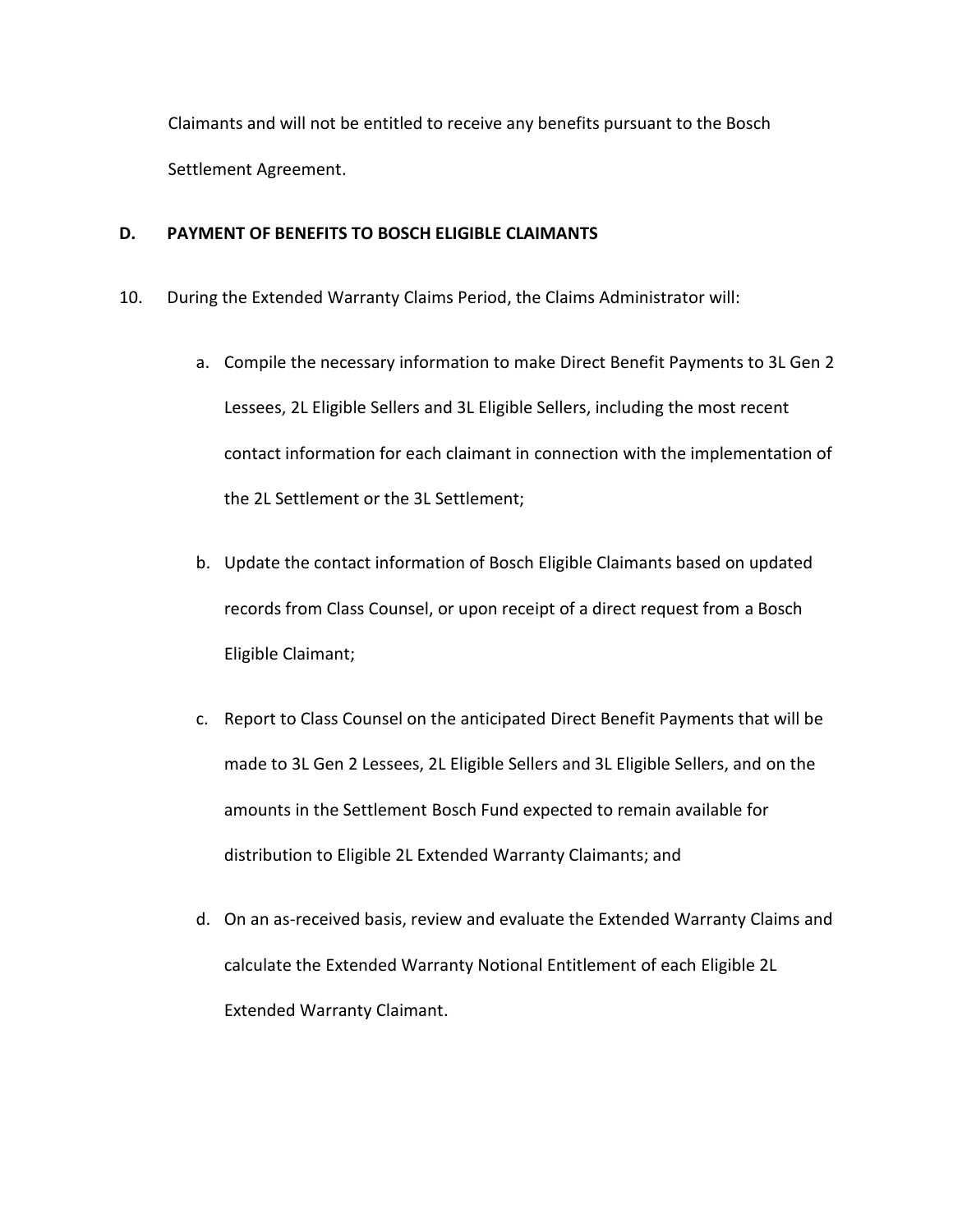Claimants and will not be entitled to receive any benefits pursuant to the Bosch Settlement Agreement.

## D. PAYMENT OF BENEFITS TO BOSCH ELIGIBLE CLAIMANTS

10. During the Extended Warranty Claims Period, the Claims Administrator will:

    a. Compile the necessary information to make Direct Benefit Payments to 3L Gen 2 Lessees, 2L Eligible Sellers and 3L Eligible Sellers, including the most recent contact information for each claimant in connection with the implementation of the 2L Settlement or the 3L Settlement;

    b. Update the contact information of Bosch Eligible Claimants based on updated records from Class Counsel, or upon receipt of a direct request from a Bosch Eligible Claimant;

    c. Report to Class Counsel on the anticipated Direct Benefit Payments that will be made to 3L Gen 2 Lessees, 2L Eligible Sellers and 3L Eligible Sellers, and on the amounts in the Settlement Bosch Fund expected to remain available for distribution to Eligible 2L Extended Warranty Claimants; and

    d. On an as-received basis, review and evaluate the Extended Warranty Claims and calculate the Extended Warranty Notional Entitlement of each Eligible 2L Extended Warranty Claimant.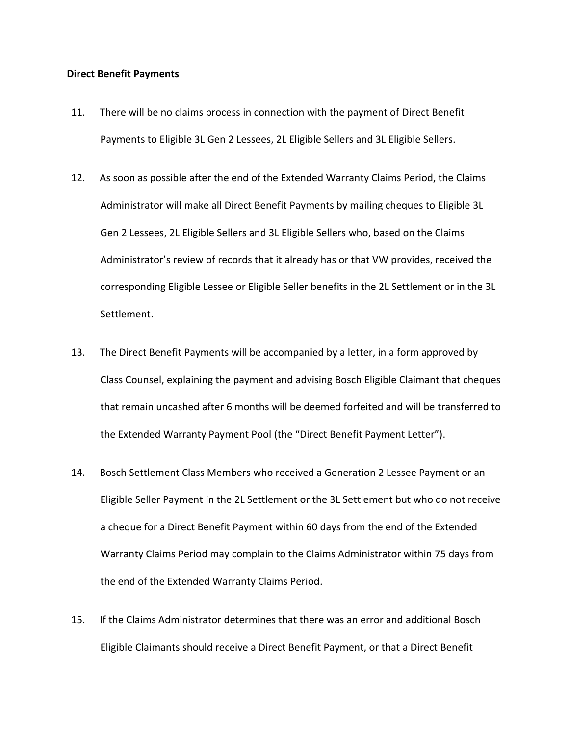**Direct Benefit Payments**

11. There will be no claims process in connection with the payment of Direct Benefit Payments to Eligible 3L Gen 2 Lessees, 2L Eligible Sellers and 3L Eligible Sellers.

12. As soon as possible after the end of the Extended Warranty Claims Period, the Claims Administrator will make all Direct Benefit Payments by mailing cheques to Eligible 3L Gen 2 Lessees, 2L Eligible Sellers and 3L Eligible Sellers who, based on the Claims Administrator's review of records that it already has or that VW provides, received the corresponding Eligible Lessee or Eligible Seller benefits in the 2L Settlement or in the 3L Settlement.

13. The Direct Benefit Payments will be accompanied by a letter, in a form approved by Class Counsel, explaining the payment and advising Bosch Eligible Claimant that cheques that remain uncashed after 6 months will be deemed forfeited and will be transferred to the Extended Warranty Payment Pool (the "Direct Benefit Payment Letter").

14. Bosch Settlement Class Members who received a Generation 2 Lessee Payment or an Eligible Seller Payment in the 2L Settlement or the 3L Settlement but who do not receive a cheque for a Direct Benefit Payment within 60 days from the end of the Extended Warranty Claims Period may complain to the Claims Administrator within 75 days from the end of the Extended Warranty Claims Period.

15. If the Claims Administrator determines that there was an error and additional Bosch Eligible Claimants should receive a Direct Benefit Payment, or that a Direct Benefit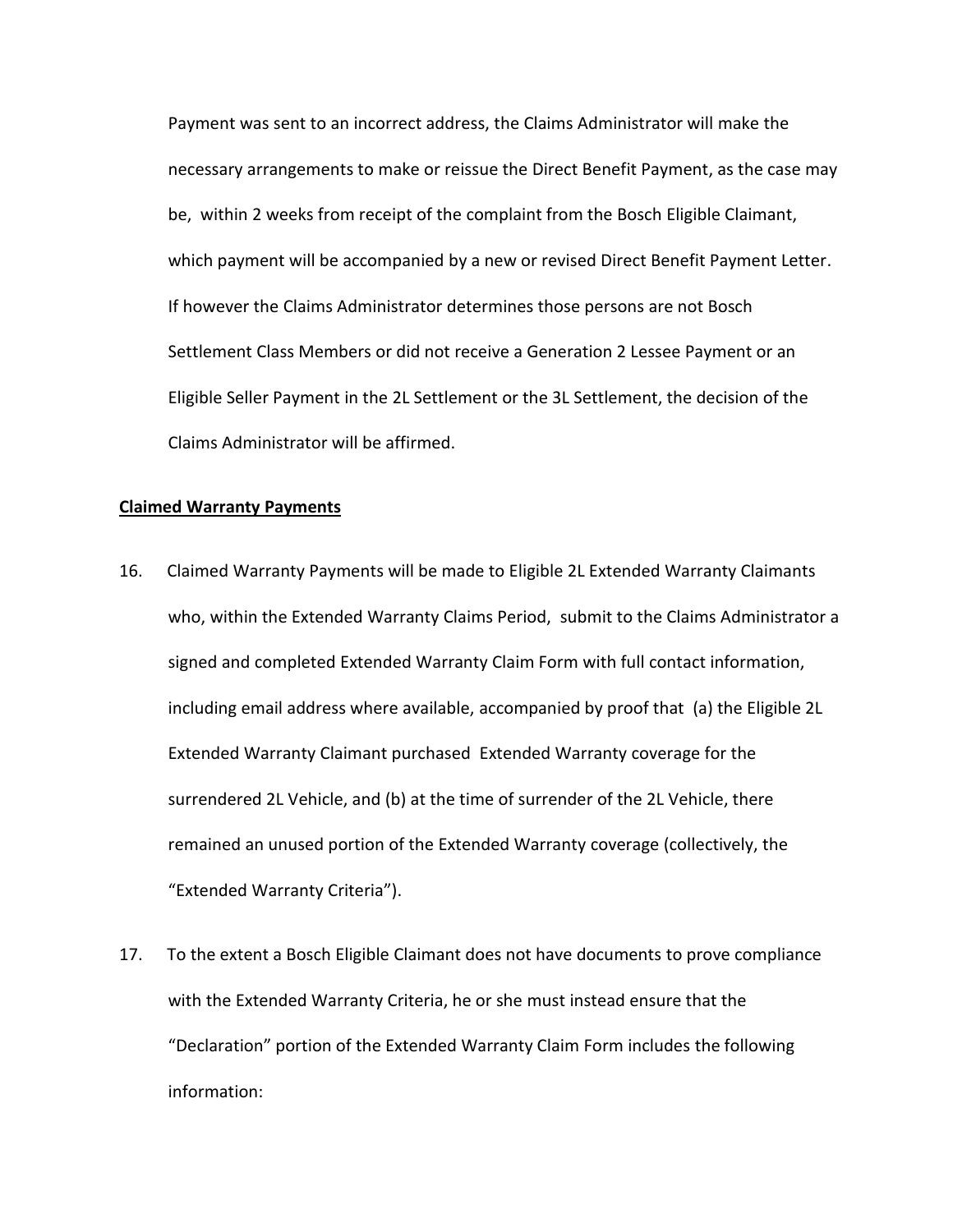Payment was sent to an incorrect address, the Claims Administrator will make the necessary arrangements to make or reissue the Direct Benefit Payment, as the case may be, within 2 weeks from receipt of the complaint from the Bosch Eligible Claimant, which payment will be accompanied by a new or revised Direct Benefit Payment Letter. If however the Claims Administrator determines those persons are not Bosch Settlement Class Members or did not receive a Generation 2 Lessee Payment or an Eligible Seller Payment in the 2L Settlement or the 3L Settlement, the decision of the Claims Administrator will be affirmed.

**Claimed Warranty Payments**

16. Claimed Warranty Payments will be made to Eligible 2L Extended Warranty Claimants who, within the Extended Warranty Claims Period, submit to the Claims Administrator a signed and completed Extended Warranty Claim Form with full contact information, including email address where available, accompanied by proof that (a) the Eligible 2L Extended Warranty Claimant purchased Extended Warranty coverage for the surrendered 2L Vehicle, and (b) at the time of surrender of the 2L Vehicle, there remained an unused portion of the Extended Warranty coverage (collectively, the "Extended Warranty Criteria").

17. To the extent a Bosch Eligible Claimant does not have documents to prove compliance with the Extended Warranty Criteria, he or she must instead ensure that the "Declaration" portion of the Extended Warranty Claim Form includes the following information: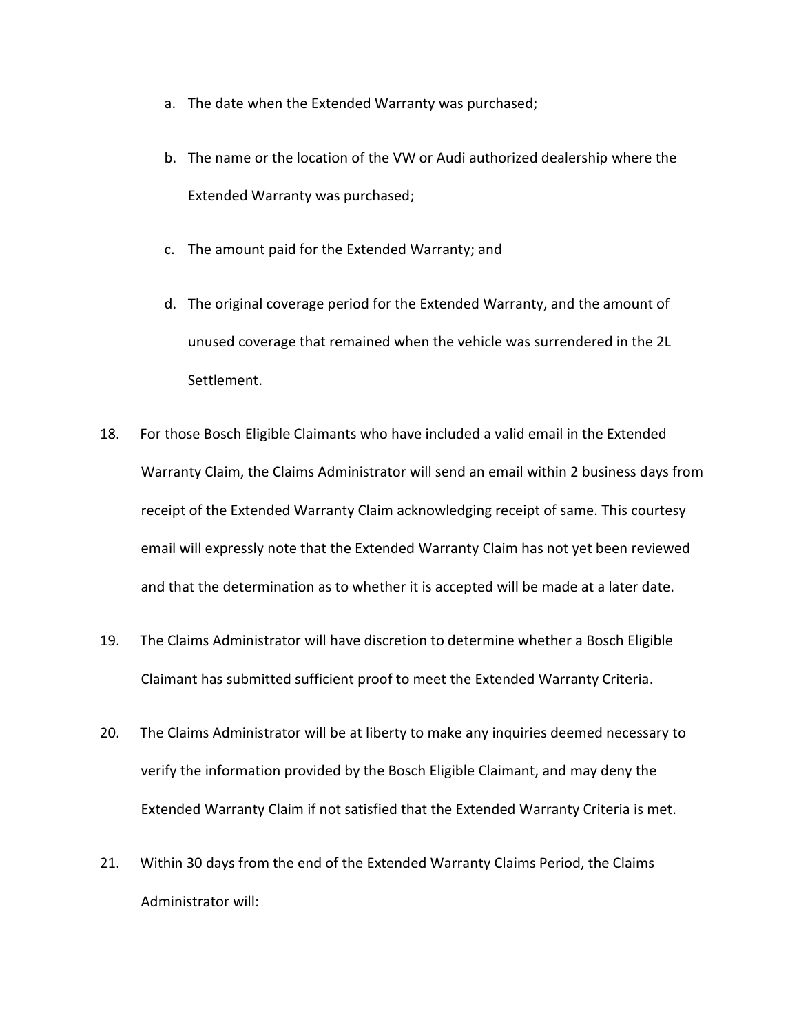a. The date when the Extended Warranty was purchased;

b. The name or the location of the VW or Audi authorized dealership where the Extended Warranty was purchased;

c. The amount paid for the Extended Warranty; and

d. The original coverage period for the Extended Warranty, and the amount of unused coverage that remained when the vehicle was surrendered in the 2L Settlement.

18. For those Bosch Eligible Claimants who have included a valid email in the Extended Warranty Claim, the Claims Administrator will send an email within 2 business days from receipt of the Extended Warranty Claim acknowledging receipt of same. This courtesy email will expressly note that the Extended Warranty Claim has not yet been reviewed and that the determination as to whether it is accepted will be made at a later date.

19. The Claims Administrator will have discretion to determine whether a Bosch Eligible Claimant has submitted sufficient proof to meet the Extended Warranty Criteria.

20. The Claims Administrator will be at liberty to make any inquiries deemed necessary to verify the information provided by the Bosch Eligible Claimant, and may deny the Extended Warranty Claim if not satisfied that the Extended Warranty Criteria is met.

21. Within 30 days from the end of the Extended Warranty Claims Period, the Claims Administrator will: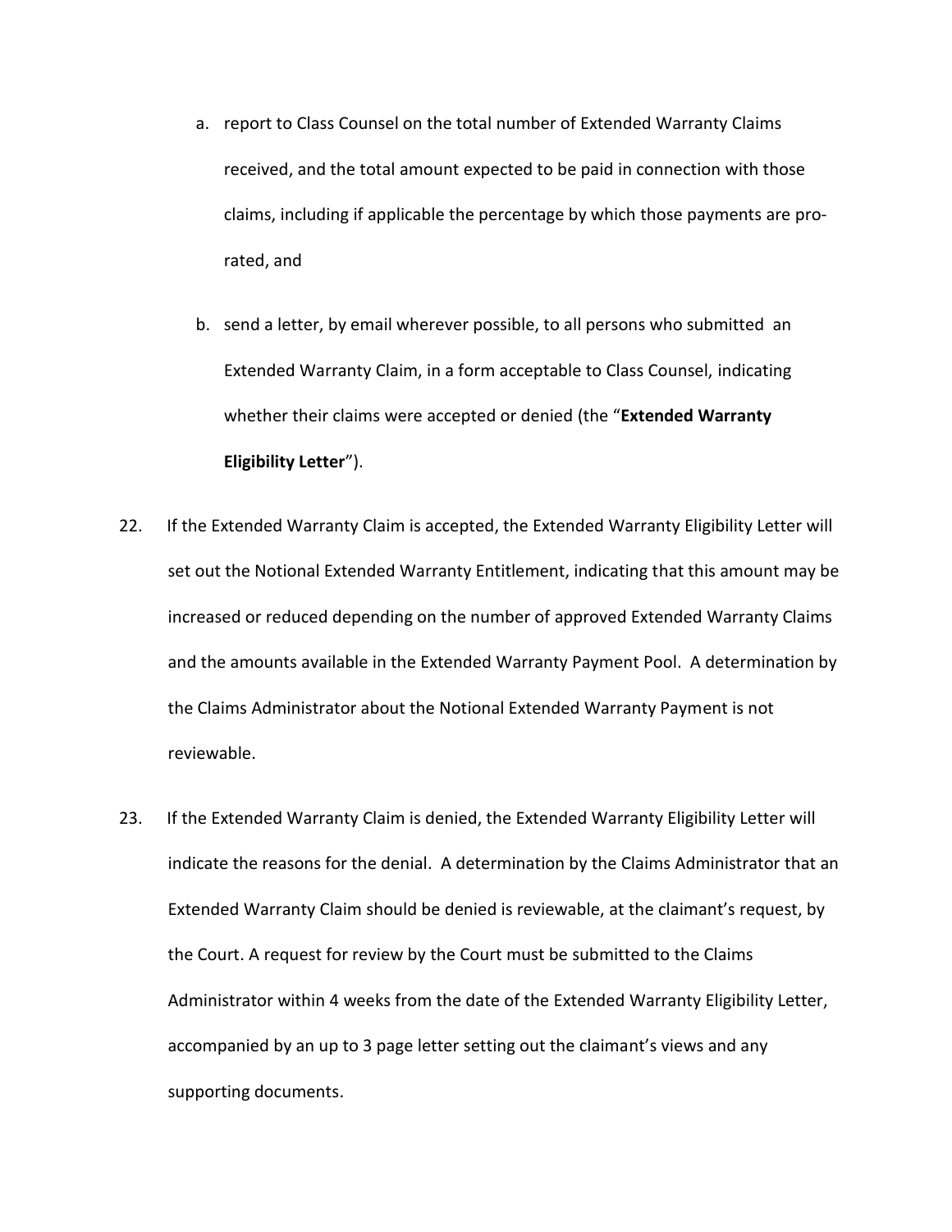a. report to Class Counsel on the total number of Extended Warranty Claims received, and the total amount expected to be paid in connection with those claims, including if applicable the percentage by which those payments are pro-rated, and

b. send a letter, by email wherever possible, to all persons who submitted an Extended Warranty Claim, in a form acceptable to Class Counsel, indicating whether their claims were accepted or denied (the "**Extended Warranty Eligibility Letter**").

22. If the Extended Warranty Claim is accepted, the Extended Warranty Eligibility Letter will set out the Notional Extended Warranty Entitlement, indicating that this amount may be increased or reduced depending on the number of approved Extended Warranty Claims and the amounts available in the Extended Warranty Payment Pool. A determination by the Claims Administrator about the Notional Extended Warranty Payment is not reviewable.

23. If the Extended Warranty Claim is denied, the Extended Warranty Eligibility Letter will indicate the reasons for the denial. A determination by the Claims Administrator that an Extended Warranty Claim should be denied is reviewable, at the claimant's request, by the Court. A request for review by the Court must be submitted to the Claims Administrator within 4 weeks from the date of the Extended Warranty Eligibility Letter, accompanied by an up to 3 page letter setting out the claimant's views and any supporting documents.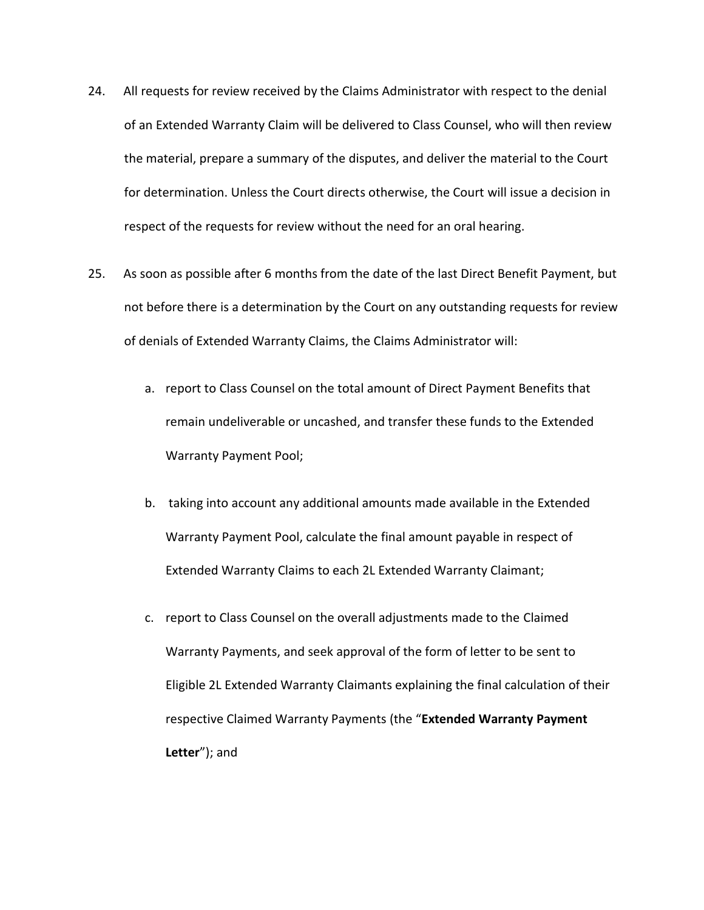24. All requests for review received by the Claims Administrator with respect to the denial of an Extended Warranty Claim will be delivered to Class Counsel, who will then review the material, prepare a summary of the disputes, and deliver the material to the Court for determination. Unless the Court directs otherwise, the Court will issue a decision in respect of the requests for review without the need for an oral hearing.

25. As soon as possible after 6 months from the date of the last Direct Benefit Payment, but not before there is a determination by the Court on any outstanding requests for review of denials of Extended Warranty Claims, the Claims Administrator will:

    a. report to Class Counsel on the total amount of Direct Payment Benefits that remain undeliverable or uncashed, and transfer these funds to the Extended Warranty Payment Pool;

    b. taking into account any additional amounts made available in the Extended Warranty Payment Pool, calculate the final amount payable in respect of Extended Warranty Claims to each 2L Extended Warranty Claimant;

    c. report to Class Counsel on the overall adjustments made to the Claimed Warranty Payments, and seek approval of the form of letter to be sent to Eligible 2L Extended Warranty Claimants explaining the final calculation of their respective Claimed Warranty Payments (the "**Extended Warranty Payment Letter**"); and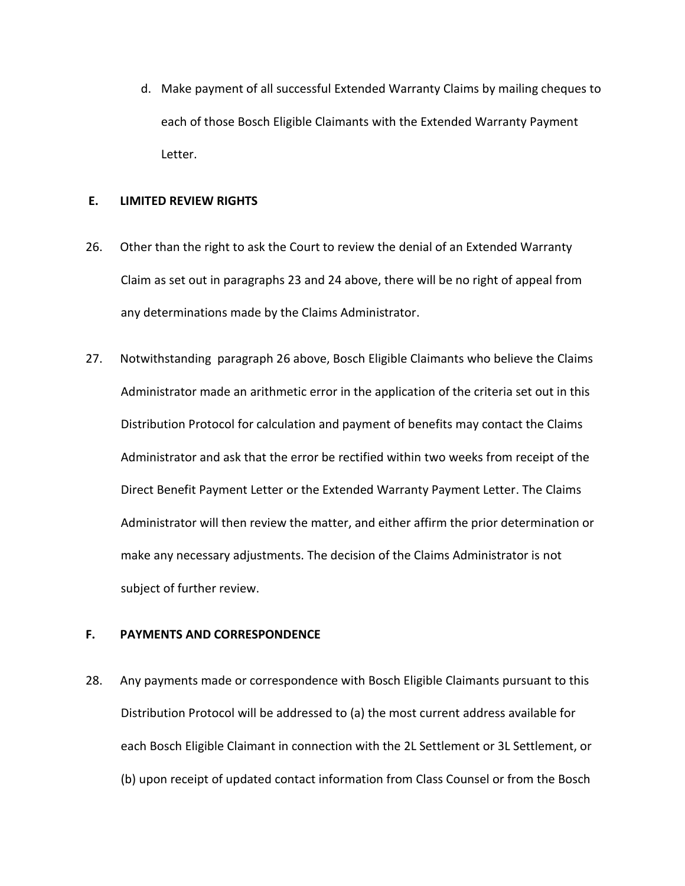d. Make payment of all successful Extended Warranty Claims by mailing cheques to each of those Bosch Eligible Claimants with the Extended Warranty Payment Letter.

## E. LIMITED REVIEW RIGHTS

26. Other than the right to ask the Court to review the denial of an Extended Warranty Claim as set out in paragraphs 23 and 24 above, there will be no right of appeal from any determinations made by the Claims Administrator.

27. Notwithstanding paragraph 26 above, Bosch Eligible Claimants who believe the Claims Administrator made an arithmetic error in the application of the criteria set out in this Distribution Protocol for calculation and payment of benefits may contact the Claims Administrator and ask that the error be rectified within two weeks from receipt of the Direct Benefit Payment Letter or the Extended Warranty Payment Letter. The Claims Administrator will then review the matter, and either affirm the prior determination or make any necessary adjustments. The decision of the Claims Administrator is not subject of further review.

## F. PAYMENTS AND CORRESPONDENCE

28. Any payments made or correspondence with Bosch Eligible Claimants pursuant to this Distribution Protocol will be addressed to (a) the most current address available for each Bosch Eligible Claimant in connection with the 2L Settlement or 3L Settlement, or (b) upon receipt of updated contact information from Class Counsel or from the Bosch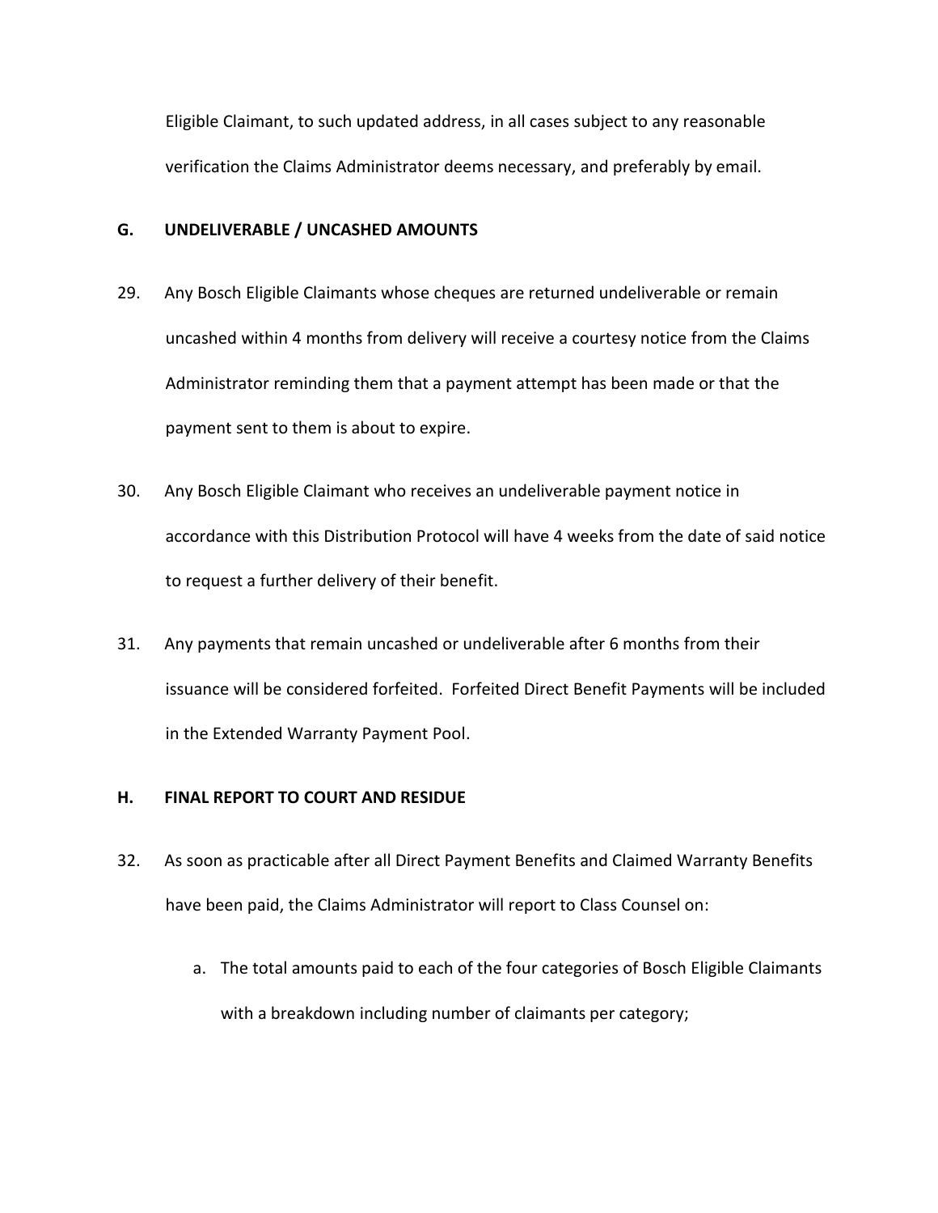Eligible Claimant, to such updated address, in all cases subject to any reasonable verification the Claims Administrator deems necessary, and preferably by email.

## G. UNDELIVERABLE / UNCASHED AMOUNTS

29. Any Bosch Eligible Claimants whose cheques are returned undeliverable or remain uncashed within 4 months from delivery will receive a courtesy notice from the Claims Administrator reminding them that a payment attempt has been made or that the payment sent to them is about to expire.

30. Any Bosch Eligible Claimant who receives an undeliverable payment notice in accordance with this Distribution Protocol will have 4 weeks from the date of said notice to request a further delivery of their benefit.

31. Any payments that remain uncashed or undeliverable after 6 months from their issuance will be considered forfeited. Forfeited Direct Benefit Payments will be included in the Extended Warranty Payment Pool.

## H. FINAL REPORT TO COURT AND RESIDUE

32. As soon as practicable after all Direct Payment Benefits and Claimed Warranty Benefits have been paid, the Claims Administrator will report to Class Counsel on:

    a. The total amounts paid to each of the four categories of Bosch Eligible Claimants with a breakdown including number of claimants per category;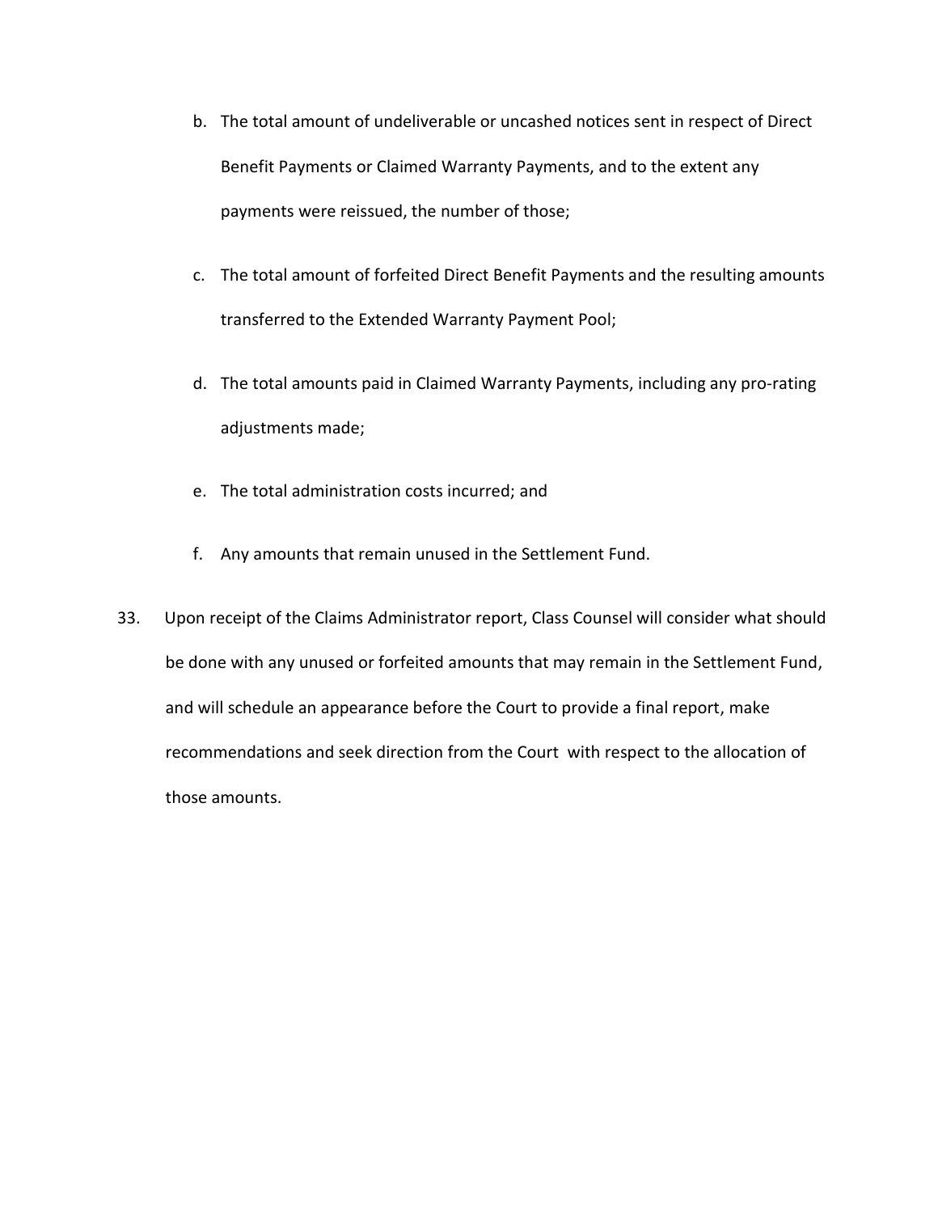b. The total amount of undeliverable or uncashed notices sent in respect of Direct Benefit Payments or Claimed Warranty Payments, and to the extent any payments were reissued, the number of those;

c. The total amount of forfeited Direct Benefit Payments and the resulting amounts transferred to the Extended Warranty Payment Pool;

d. The total amounts paid in Claimed Warranty Payments, including any pro-rating adjustments made;

e. The total administration costs incurred; and

f. Any amounts that remain unused in the Settlement Fund.

33. Upon receipt of the Claims Administrator report, Class Counsel will consider what should be done with any unused or forfeited amounts that may remain in the Settlement Fund, and will schedule an appearance before the Court to provide a final report, make recommendations and seek direction from the Court with respect to the allocation of those amounts.